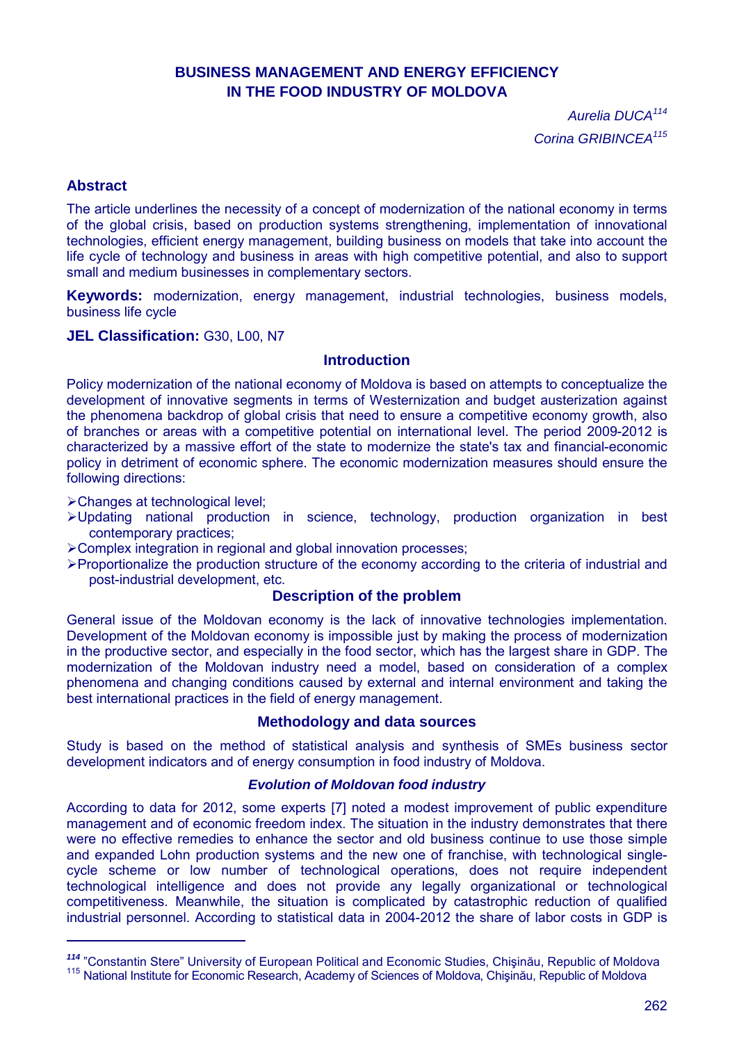# BUSINESS MANAGEMENT AND ENERGY EFFICIENCY IN THE FOOD INDUSTRY OF MOLDOVA

*Aurelia DUCA*[114]

*Corina GRIBINCEA*[115]

## Abstract

The article underlines the necessity of a concept of modernization of the national economy in terms of the global crisis, based on production systems strengthening, implementation of innovational technologies, efficient energy management, building business on models that take into account the life cycle of technology and business in areas with high competitive potential, and also to support small and medium businesses in complementary sectors.

**Keywords:** modernization, energy management, industrial technologies, business models, business life cycle

**JEL Classification:** G30, L00, N7

## Introduction

Policy modernization of the national economy of Moldova is based on attempts to conceptualize the development of innovative segments in terms of Westernization and budget austerization against the phenomena backdrop of global crisis that need to ensure a competitive economy growth, also of branches or areas with a competitive potential on international level. The period 2009-2012 is characterized by a massive effort of the state to modernize the state's tax and financial-economic policy in detriment of economic sphere. The economic modernization measures should ensure the following directions:

- Changes at technological level;
- Updating national production in science, technology, production organization in best contemporary practices;
- Complex integration in regional and global innovation processes;
- Proportionalize the production structure of the economy according to the criteria of industrial and post-industrial development, etc.

## Description of the problem

General issue of the Moldovan economy is the lack of innovative technologies implementation. Development of the Moldovan economy is impossible just by making the process of modernization in the productive sector, and especially in the food sector, which has the largest share in GDP. The modernization of the Moldovan industry need a model, based on consideration of a complex phenomena and changing conditions caused by external and internal environment and taking the best international practices in the field of energy management.

## Methodology and data sources

Study is based on the method of statistical analysis and synthesis of SMEs business sector development indicators and of energy consumption in food industry of Moldova.

### *Evolution of Moldovan food industry*

According to data for 2012, some experts [7] noted a modest improvement of public expenditure management and of economic freedom index. The situation in the industry demonstrates that there were no effective remedies to enhance the sector and old business continue to use those simple and expanded Lohn production systems and the new one of franchise, with technological single-cycle scheme or low number of technological operations, does not require independent technological intelligence and does not provide any legally organizational or technological competitiveness. Meanwhile, the situation is complicated by catastrophic reduction of qualified industrial personnel. According to statistical data in 2004-2012 the share of labor costs in GDP is

---

[114] "Constantin Stere" University of European Political and Economic Studies, Chişinău, Republic of Moldova

[115] National Institute for Economic Research, Academy of Sciences of Moldova, Chişinău, Republic of Moldova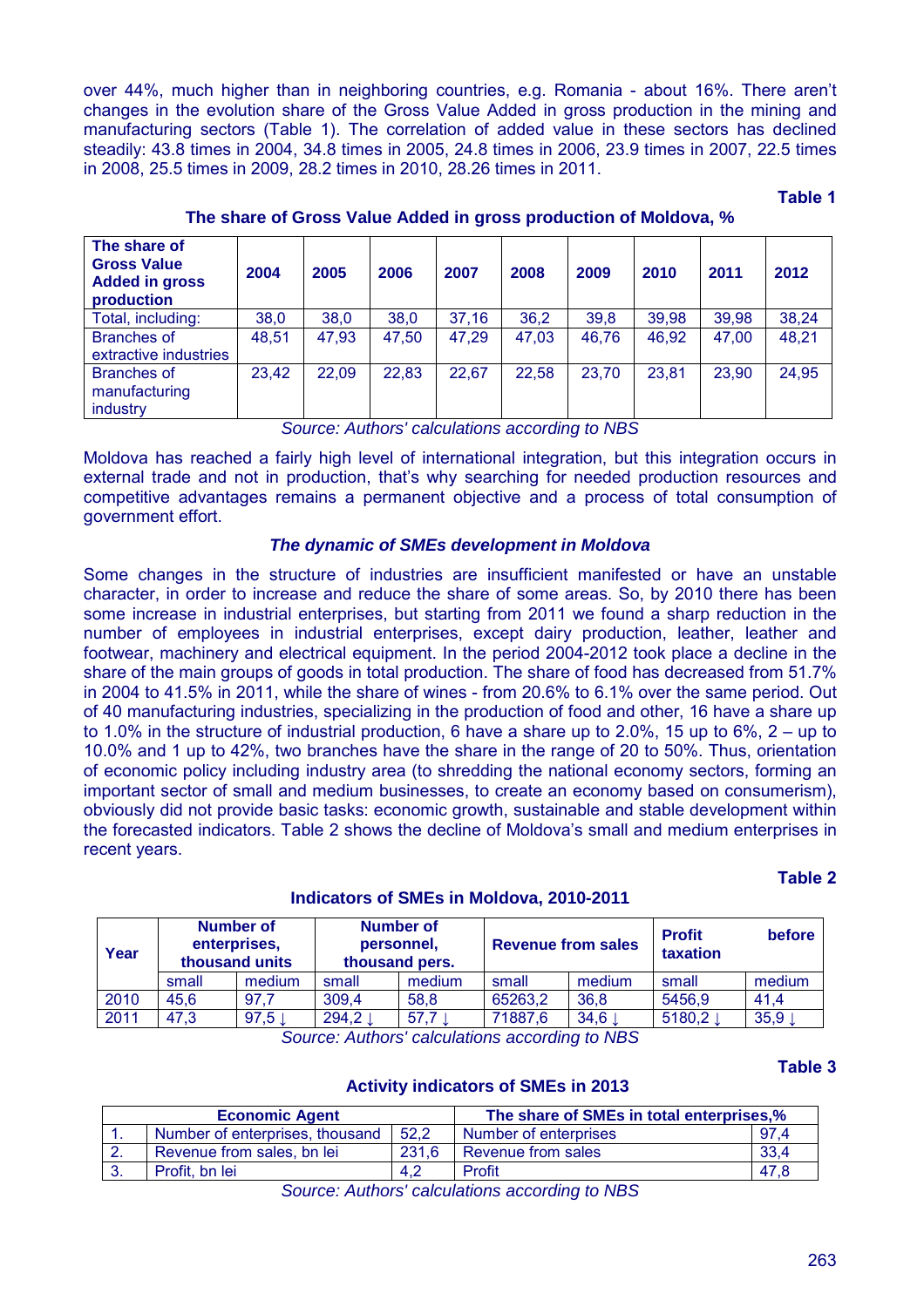over 44%, much higher than in neighboring countries, e.g. Romania - about 16%. There aren't changes in the evolution share of the Gross Value Added in gross production in the mining and manufacturing sectors (Table 1). The correlation of added value in these sectors has declined steadily: 43.8 times in 2004, 34.8 times in 2005, 24.8 times in 2006, 23.9 times in 2007, 22.5 times in 2008, 25.5 times in 2009, 28.2 times in 2010, 28.26 times in 2011.

**Table 1**

**The share of Gross Value Added in gross production of Moldova, %**

| The share of Gross Value Added in gross production | 2004 | 2005 | 2006 | 2007 | 2008 | 2009 | 2010 | 2011 | 2012 |
|---|---|---|---|---|---|---|---|---|---|
| Total, including: | 38,0 | 38,0 | 38,0 | 37,16 | 36,2 | 39,8 | 39,98 | 39,98 | 38,24 |
| Branches of extractive industries | 48,51 | 47,93 | 47,50 | 47,29 | 47,03 | 46,76 | 46,92 | 47,00 | 48,21 |
| Branches of manufacturing industry | 23,42 | 22,09 | 22,83 | 22,67 | 22,58 | 23,70 | 23,81 | 23,90 | 24,95 |

*Source: Authors' calculations according to NBS*

Moldova has reached a fairly high level of international integration, but this integration occurs in external trade and not in production, that's why searching for needed production resources and competitive advantages remains a permanent objective and a process of total consumption of government effort.

### *The dynamic of SMEs development in Moldova*

Some changes in the structure of industries are insufficient manifested or have an unstable character, in order to increase and reduce the share of some areas. So, by 2010 there has been some increase in industrial enterprises, but starting from 2011 we found a sharp reduction in the number of employees in industrial enterprises, except dairy production, leather, leather and footwear, machinery and electrical equipment. In the period 2004-2012 took place a decline in the share of the main groups of goods in total production. The share of food has decreased from 51.7% in 2004 to 41.5% in 2011, while the share of wines - from 20.6% to 6.1% over the same period. Out of 40 manufacturing industries, specializing in the production of food and other, 16 have a share up to 1.0% in the structure of industrial production, 6 have a share up to 2.0%, 15 up to 6%, 2 – up to 10.0% and 1 up to 42%, two branches have the share in the range of 20 to 50%. Thus, orientation of economic policy including industry area (to shredding the national economy sectors, forming an important sector of small and medium businesses, to create an economy based on consumerism), obviously did not provide basic tasks: economic growth, sustainable and stable development within the forecasted indicators. Table 2 shows the decline of Moldova's small and medium enterprises in recent years.

**Table 2**

**Indicators of SMEs in Moldova, 2010-2011**

| Year | Number of enterprises, thousand units | | Number of personnel, thousand pers. | | Revenue from sales | | Profit before taxation | |
|---|---|---|---|---|---|---|---|---|
| | small | medium | small | medium | small | medium | small | medium |
| 2010 | 45,6 | 97,7 | 309,4 | 58,8 | 65263,2 | 36,8 | 5456,9 | 41,4 |
| 2011 | 47,3 | 97,5 ↓ | 294,2 ↓ | 57,7 ↓ | 71887,6 | 34,6 ↓ | 5180,2 ↓ | 35,9 ↓ |

*Source: Authors' calculations according to NBS*

**Table 3**

**Activity indicators of SMEs in 2013**

| Economic Agent | | | The share of SMEs in total enterprises,% | |
|---|---|---|---|---|
| 1. | Number of enterprises, thousand | 52,2 | Number of enterprises | 97,4 |
| 2. | Revenue from sales, bn lei | 231,6 | Revenue from sales | 33,4 |
| 3. | Profit, bn lei | 4,2 | Profit | 47,8 |

*Source: Authors' calculations according to NBS*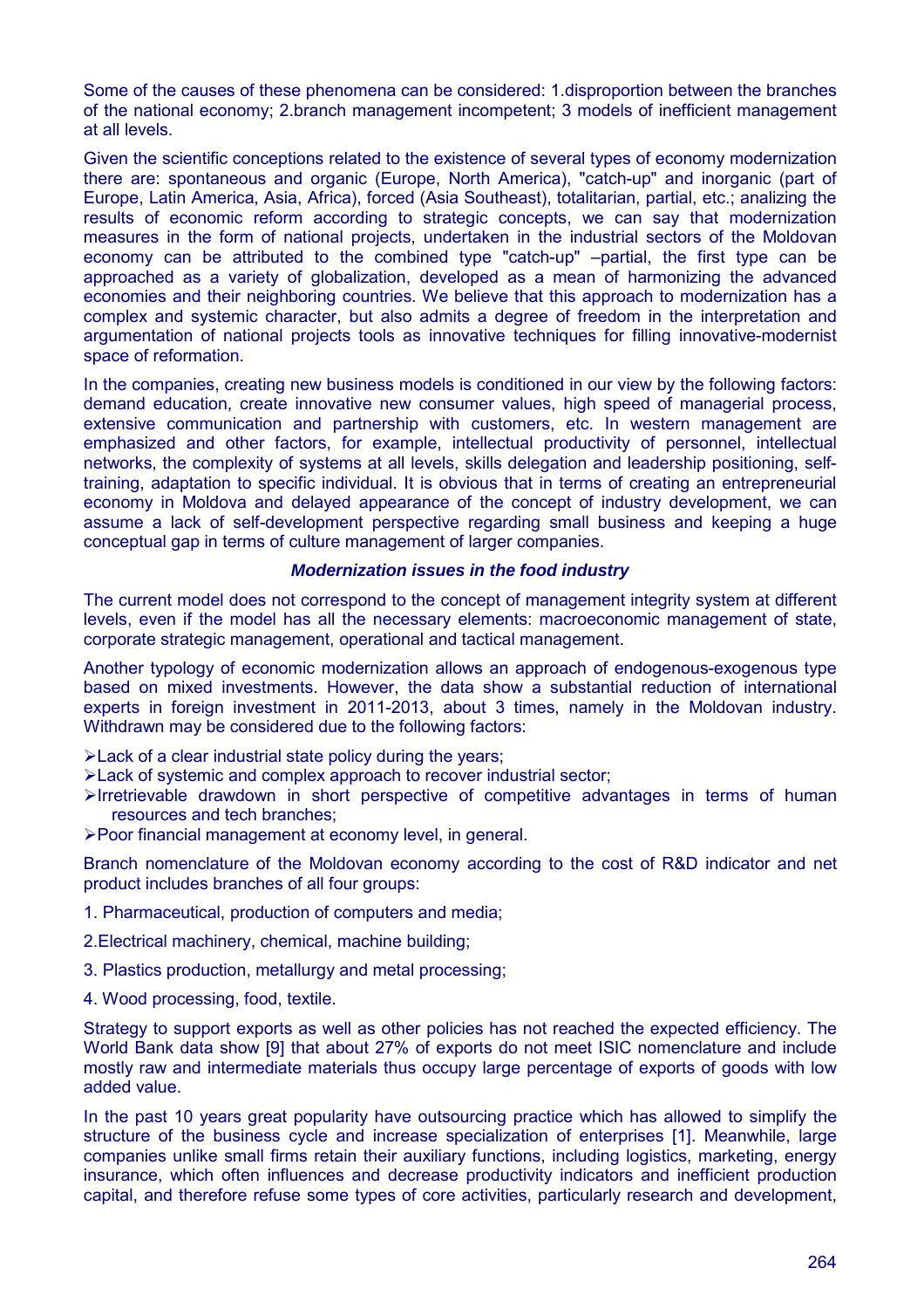Some of the causes of these phenomena can be considered: 1.disproportion between the branches of the national economy; 2.branch management incompetent; 3 models of inefficient management at all levels.

Given the scientific conceptions related to the existence of several types of economy modernization there are: spontaneous and organic (Europe, North America), "catch-up" and inorganic (part of Europe, Latin America, Asia, Africa), forced (Asia Southeast), totalitarian, partial, etc.; analizing the results of economic reform according to strategic concepts, we can say that modernization measures in the form of national projects, undertaken in the industrial sectors of the Moldovan economy can be attributed to the combined type "catch-up" –partial, the first type can be approached as a variety of globalization, developed as a mean of harmonizing the advanced economies and their neighboring countries. We believe that this approach to modernization has a complex and systemic character, but also admits a degree of freedom in the interpretation and argumentation of national projects tools as innovative techniques for filling innovative-modernist space of reformation.

In the companies, creating new business models is conditioned in our view by the following factors: demand education, create innovative new consumer values, high speed of managerial process, extensive communication and partnership with customers, etc. In western management are emphasized and other factors, for example, intellectual productivity of personnel, intellectual networks, the complexity of systems at all levels, skills delegation and leadership positioning, self-training, adaptation to specific individual. It is obvious that in terms of creating an entrepreneurial economy in Moldova and delayed appearance of the concept of industry development, we can assume a lack of self-development perspective regarding small business and keeping a huge conceptual gap in terms of culture management of larger companies.

### *Modernization issues in the food industry*

The current model does not correspond to the concept of management integrity system at different levels, even if the model has all the necessary elements: macroeconomic management of state, corporate strategic management, operational and tactical management.

Another typology of economic modernization allows an approach of endogenous-exogenous type based on mixed investments. However, the data show a substantial reduction of international experts in foreign investment in 2011-2013, about 3 times, namely in the Moldovan industry. Withdrawn may be considered due to the following factors:

- Lack of a clear industrial state policy during the years;
- Lack of systemic and complex approach to recover industrial sector;
- Irretrievable drawdown in short perspective of competitive advantages in terms of human resources and tech branches;
- Poor financial management at economy level, in general.

Branch nomenclature of the Moldovan economy according to the cost of R&D indicator and net product includes branches of all four groups:

1. Pharmaceutical, production of computers and media;

2. Electrical machinery, chemical, machine building;

3. Plastics production, metallurgy and metal processing;

4. Wood processing, food, textile.

Strategy to support exports as well as other policies has not reached the expected efficiency. The World Bank data show [9] that about 27% of exports do not meet ISIC nomenclature and include mostly raw and intermediate materials thus occupy large percentage of exports of goods with low added value.

In the past 10 years great popularity have outsourcing practice which has allowed to simplify the structure of the business cycle and increase specialization of enterprises [1]. Meanwhile, large companies unlike small firms retain their auxiliary functions, including logistics, marketing, energy insurance, which often influences and decrease productivity indicators and inefficient production capital, and therefore refuse some types of core activities, particularly research and development,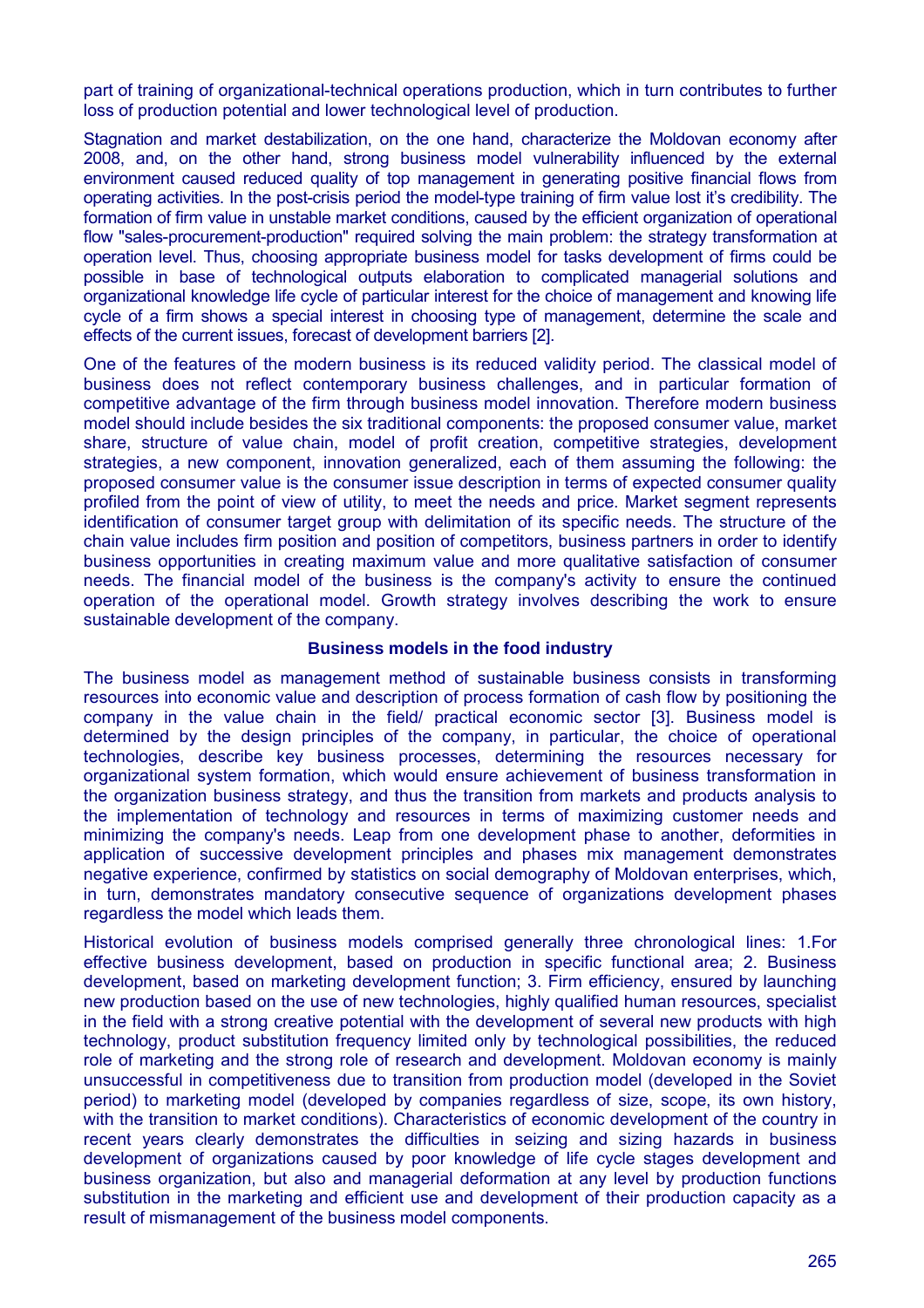part of training of organizational-technical operations production, which in turn contributes to further loss of production potential and lower technological level of production.

Stagnation and market destabilization, on the one hand, characterize the Moldovan economy after 2008, and, on the other hand, strong business model vulnerability influenced by the external environment caused reduced quality of top management in generating positive financial flows from operating activities. In the post-crisis period the model-type training of firm value lost it's credibility. The formation of firm value in unstable market conditions, caused by the efficient organization of operational flow "sales-procurement-production" required solving the main problem: the strategy transformation at operation level. Thus, choosing appropriate business model for tasks development of firms could be possible in base of technological outputs elaboration to complicated managerial solutions and organizational knowledge life cycle of particular interest for the choice of management and knowing life cycle of a firm shows a special interest in choosing type of management, determine the scale and effects of the current issues, forecast of development barriers [2].

One of the features of the modern business is its reduced validity period. The classical model of business does not reflect contemporary business challenges, and in particular formation of competitive advantage of the firm through business model innovation. Therefore modern business model should include besides the six traditional components: the proposed consumer value, market share, structure of value chain, model of profit creation, competitive strategies, development strategies, a new component, innovation generalized, each of them assuming the following: the proposed consumer value is the consumer issue description in terms of expected consumer quality profiled from the point of view of utility, to meet the needs and price. Market segment represents identification of consumer target group with delimitation of its specific needs. The structure of the chain value includes firm position and position of competitors, business partners in order to identify business opportunities in creating maximum value and more qualitative satisfaction of consumer needs. The financial model of the business is the company's activity to ensure the continued operation of the operational model. Growth strategy involves describing the work to ensure sustainable development of the company.

## Business models in the food industry

The business model as management method of sustainable business consists in transforming resources into economic value and description of process formation of cash flow by positioning the company in the value chain in the field/ practical economic sector [3]. Business model is determined by the design principles of the company, in particular, the choice of operational technologies, describe key business processes, determining the resources necessary for organizational system formation, which would ensure achievement of business transformation in the organization business strategy, and thus the transition from markets and products analysis to the implementation of technology and resources in terms of maximizing customer needs and minimizing the company's needs. Leap from one development phase to another, deformities in application of successive development principles and phases mix management demonstrates negative experience, confirmed by statistics on social demography of Moldovan enterprises, which, in turn, demonstrates mandatory consecutive sequence of organizations development phases regardless the model which leads them.

Historical evolution of business models comprised generally three chronological lines: 1.For effective business development, based on production in specific functional area; 2. Business development, based on marketing development function; 3. Firm efficiency, ensured by launching new production based on the use of new technologies, highly qualified human resources, specialist in the field with a strong creative potential with the development of several new products with high technology, product substitution frequency limited only by technological possibilities, the reduced role of marketing and the strong role of research and development. Moldovan economy is mainly unsuccessful in competitiveness due to transition from production model (developed in the Soviet period) to marketing model (developed by companies regardless of size, scope, its own history, with the transition to market conditions). Characteristics of economic development of the country in recent years clearly demonstrates the difficulties in seizing and sizing hazards in business development of organizations caused by poor knowledge of life cycle stages development and business organization, but also and managerial deformation at any level by production functions substitution in the marketing and efficient use and development of their production capacity as a result of mismanagement of the business model components.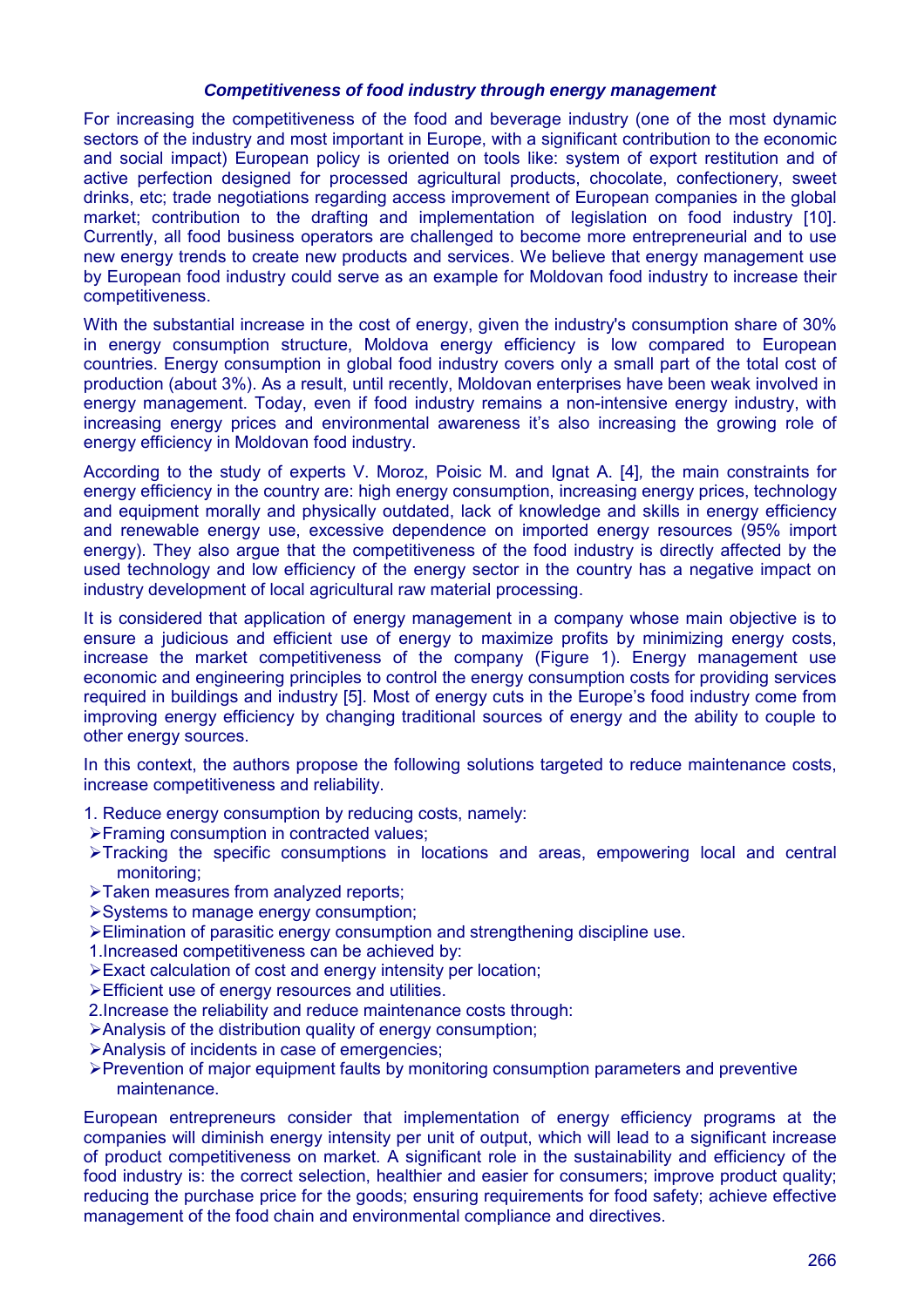### *Competitiveness of food industry through energy management*

For increasing the competitiveness of the food and beverage industry (one of the most dynamic sectors of the industry and most important in Europe, with a significant contribution to the economic and social impact) European policy is oriented on tools like: system of export restitution and of active perfection designed for processed agricultural products, chocolate, confectionery, sweet drinks, etc; trade negotiations regarding access improvement of European companies in the global market; contribution to the drafting and implementation of legislation on food industry [10]. Currently, all food business operators are challenged to become more entrepreneurial and to use new energy trends to create new products and services. We believe that energy management use by European food industry could serve as an example for Moldovan food industry to increase their competitiveness.

With the substantial increase in the cost of energy, given the industry's consumption share of 30% in energy consumption structure, Moldova energy efficiency is low compared to European countries. Energy consumption in global food industry covers only a small part of the total cost of production (about 3%). As a result, until recently, Moldovan enterprises have been weak involved in energy management. Today, even if food industry remains a non-intensive energy industry, with increasing energy prices and environmental awareness it's also increasing the growing role of energy efficiency in Moldovan food industry.

According to the study of experts V. Moroz, Poisic M. and Ignat A. [4], the main constraints for energy efficiency in the country are: high energy consumption, increasing energy prices, technology and equipment morally and physically outdated, lack of knowledge and skills in energy efficiency and renewable energy use, excessive dependence on imported energy resources (95% import energy). They also argue that the competitiveness of the food industry is directly affected by the used technology and low efficiency of the energy sector in the country has a negative impact on industry development of local agricultural raw material processing.

It is considered that application of energy management in a company whose main objective is to ensure a judicious and efficient use of energy to maximize profits by minimizing energy costs, increase the market competitiveness of the company (Figure 1). Energy management use economic and engineering principles to control the energy consumption costs for providing services required in buildings and industry [5]. Most of energy cuts in the Europe's food industry come from improving energy efficiency by changing traditional sources of energy and the ability to couple to other energy sources.

In this context, the authors propose the following solutions targeted to reduce maintenance costs, increase competitiveness and reliability.

1. Reduce energy consumption by reducing costs, namely:
   - Framing consumption in contracted values;
   - Tracking the specific consumptions in locations and areas, empowering local and central monitoring;
   - Taken measures from analyzed reports;
   - Systems to manage energy consumption;
   - Elimination of parasitic energy consumption and strengthening discipline use.
1. Increased competitiveness can be achieved by:
   - Exact calculation of cost and energy intensity per location;
   - Efficient use of energy resources and utilities.
2. Increase the reliability and reduce maintenance costs through:
   - Analysis of the distribution quality of energy consumption;
   - Analysis of incidents in case of emergencies;
   - Prevention of major equipment faults by monitoring consumption parameters and preventive maintenance.

European entrepreneurs consider that implementation of energy efficiency programs at the companies will diminish energy intensity per unit of output, which will lead to a significant increase of product competitiveness on market. A significant role in the sustainability and efficiency of the food industry is: the correct selection, healthier and easier for consumers; improve product quality; reducing the purchase price for the goods; ensuring requirements for food safety; achieve effective management of the food chain and environmental compliance and directives.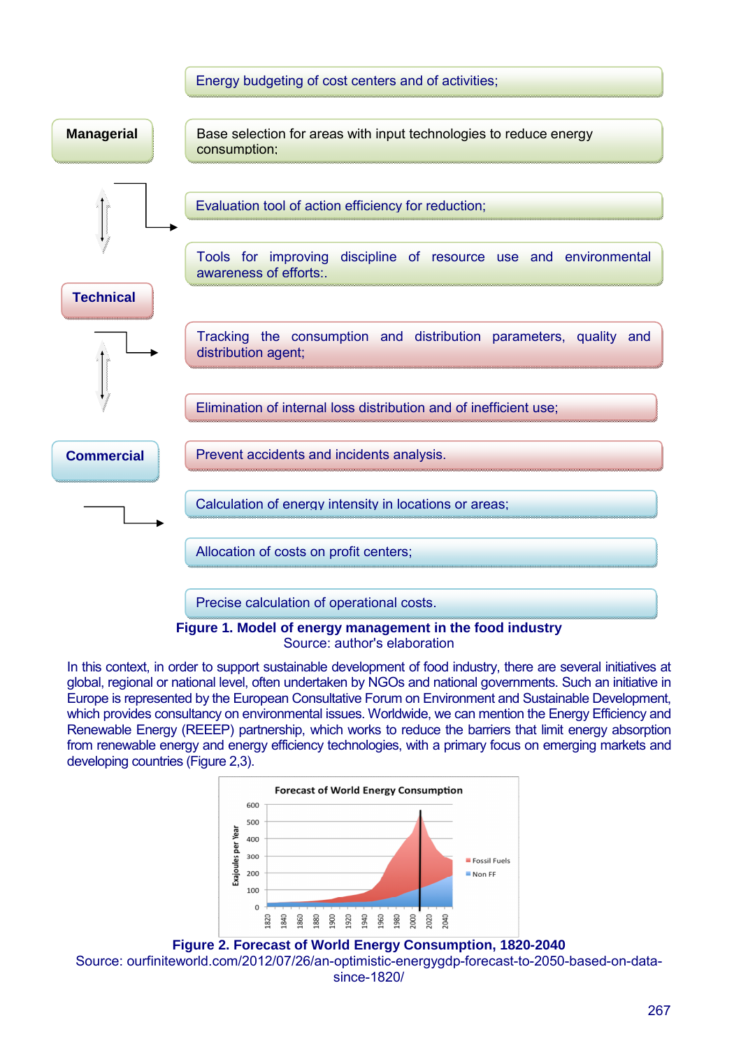Managerial

- Energy budgeting of cost centers and of activities;
- Base selection for areas with input technologies to reduce energy consumption;
- Evaluation tool of action efficiency for reduction;
- Tools for improving discipline of resource use and environmental awareness of efforts:.

Technical

- Tracking the consumption and distribution parameters, quality and distribution agent;
- Elimination of internal loss distribution and of inefficient use;
- Prevent accidents and incidents analysis.

Commercial

- Calculation of energy intensity in locations or areas;
- Allocation of costs on profit centers;
- Precise calculation of operational costs.

**Figure 1. Model of energy management in the food industry**
Source: author's elaboration

In this context, in order to support sustainable development of food industry, there are several initiatives at global, regional or national level, often undertaken by NGOs and national governments. Such an initiative in Europe is represented by the European Consultative Forum on Environment and Sustainable Development, which provides consultancy on environmental issues. Worldwide, we can mention the Energy Efficiency and Renewable Energy (REEEP) partnership, which works to reduce the barriers that limit energy absorption from renewable energy and energy efficiency technologies, with a primary focus on emerging markets and developing countries (Figure 2,3).

Forecast of World Energy Consumption

**Figure 2. Forecast of World Energy Consumption, 1820-2040**
Source: ourfiniteworld.com/2012/07/26/an-optimistic-energygdp-forecast-to-2050-based-on-data-since-1820/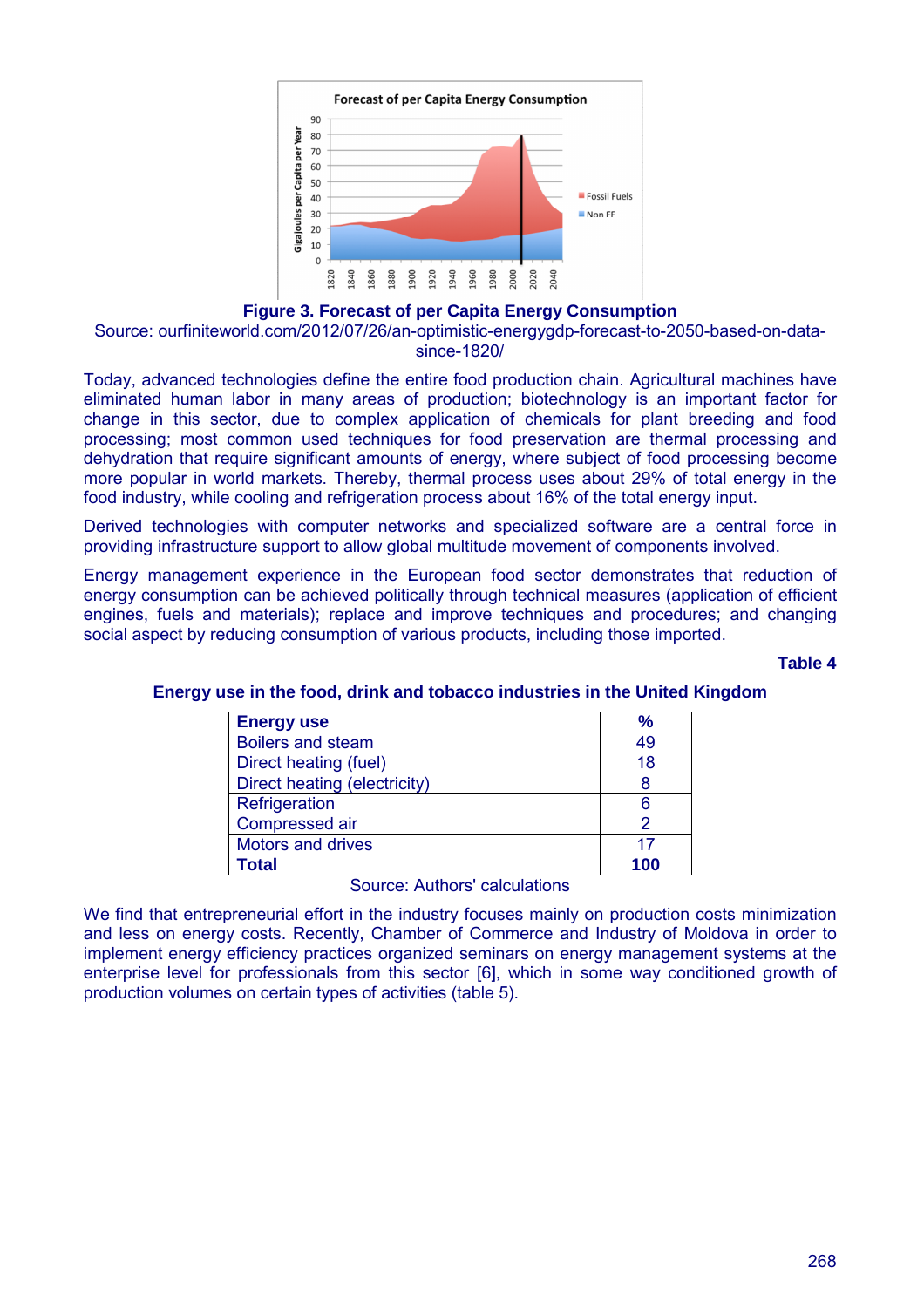**Figure 3. Forecast of per Capita Energy Consumption**

Source: ourfiniteworld.com/2012/07/26/an-optimistic-energygdp-forecast-to-2050-based-on-data-since-1820/

Today, advanced technologies define the entire food production chain. Agricultural machines have eliminated human labor in many areas of production; biotechnology is an important factor for change in this sector, due to complex application of chemicals for plant breeding and food processing; most common used techniques for food preservation are thermal processing and dehydration that require significant amounts of energy, where subject of food processing become more popular in world markets. Thereby, thermal process uses about 29% of total energy in the food industry, while cooling and refrigeration process about 16% of the total energy input.

Derived technologies with computer networks and specialized software are a central force in providing infrastructure support to allow global multitude movement of components involved.

Energy management experience in the European food sector demonstrates that reduction of energy consumption can be achieved politically through technical measures (application of efficient engines, fuels and materials); replace and improve techniques and procedures; and changing social aspect by reducing consumption of various products, including those imported.

**Table 4**

**Energy use in the food, drink and tobacco industries in the United Kingdom**

| **Energy use** | **%** |
|---|---|
| Boilers and steam | 49 |
| Direct heating (fuel) | 18 |
| Direct heating (electricity) | 8 |
| Refrigeration | 6 |
| Compressed air | 2 |
| Motors and drives | 17 |
| **Total** | **100** |

Source: Authors' calculations

We find that entrepreneurial effort in the industry focuses mainly on production costs minimization and less on energy costs. Recently, Chamber of Commerce and Industry of Moldova in order to implement energy efficiency practices organized seminars on energy management systems at the enterprise level for professionals from this sector [6], which in some way conditioned growth of production volumes on certain types of activities (table 5).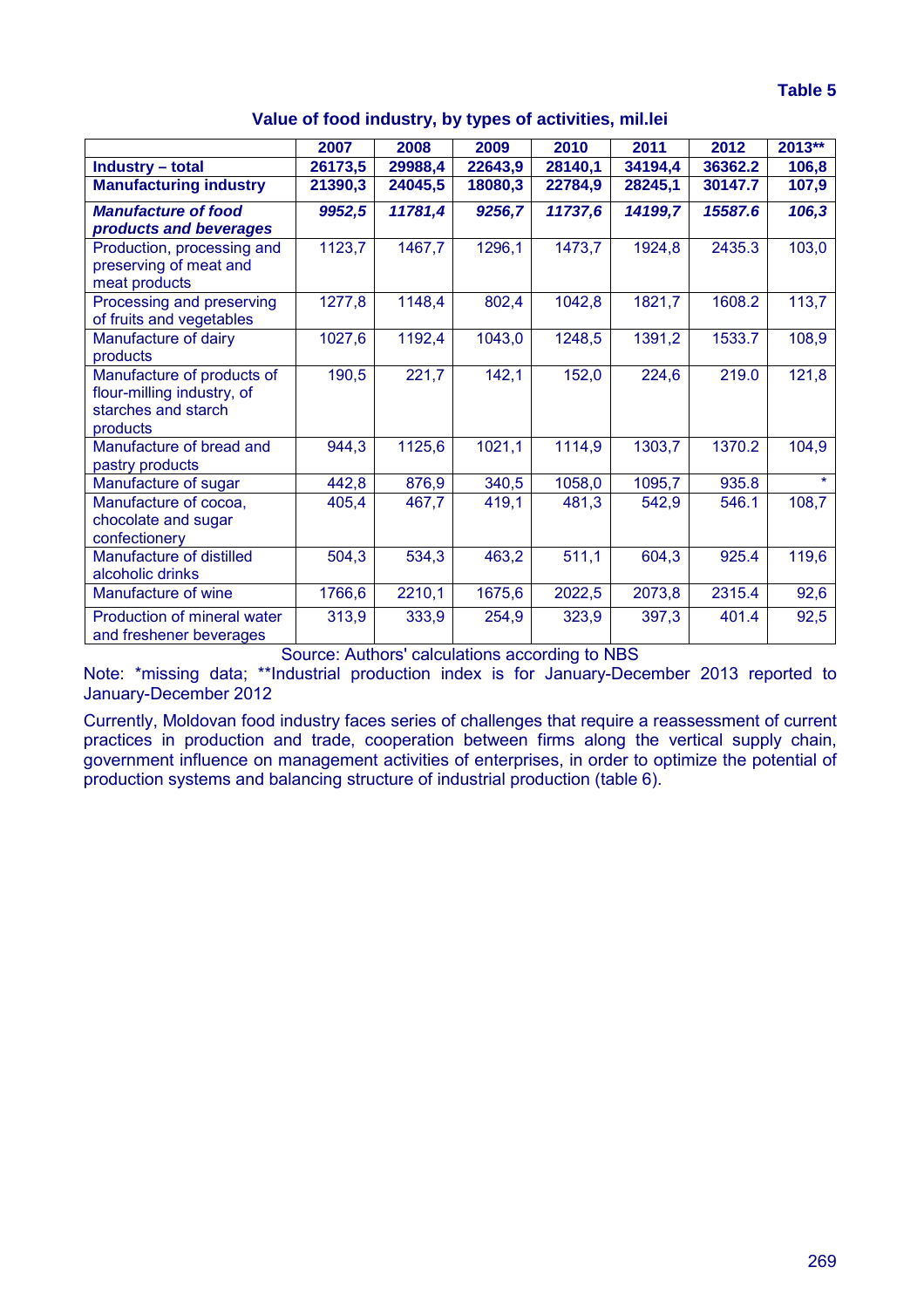Table 5

**Value of food industry, by types of activities, mil.lei**

| | 2007 | 2008 | 2009 | 2010 | 2011 | 2012 | 2013** |
|---|---|---|---|---|---|---|---|
| **Industry – total** | **26173,5** | **29988,4** | **22643,9** | **28140,1** | **34194,4** | **36362.2** | **106,8** |
| **Manufacturing industry** | **21390,3** | **24045,5** | **18080,3** | **22784,9** | **28245,1** | **30147.7** | **107,9** |
| ***Manufacture of food products and beverages*** | ***9952,5*** | ***11781,4*** | ***9256,7*** | ***11737,6*** | ***14199,7*** | ***15587.6*** | ***106,3*** |
| Production, processing and preserving of meat and meat products | 1123,7 | 1467,7 | 1296,1 | 1473,7 | 1924,8 | 2435.3 | 103,0 |
| Processing and preserving of fruits and vegetables | 1277,8 | 1148,4 | 802,4 | 1042,8 | 1821,7 | 1608.2 | 113,7 |
| Manufacture of dairy products | 1027,6 | 1192,4 | 1043,0 | 1248,5 | 1391,2 | 1533.7 | 108,9 |
| Manufacture of products of flour-milling industry, of starches and starch products | 190,5 | 221,7 | 142,1 | 152,0 | 224,6 | 219.0 | 121,8 |
| Manufacture of bread and pastry products | 944,3 | 1125,6 | 1021,1 | 1114,9 | 1303,7 | 1370.2 | 104,9 |
| Manufacture of sugar | 442,8 | 876,9 | 340,5 | 1058,0 | 1095,7 | 935.8 | * |
| Manufacture of cocoa, chocolate and sugar confectionery | 405,4 | 467,7 | 419,1 | 481,3 | 542,9 | 546.1 | 108,7 |
| Manufacture of distilled alcoholic drinks | 504,3 | 534,3 | 463,2 | 511,1 | 604,3 | 925.4 | 119,6 |
| Manufacture of wine | 1766,6 | 2210,1 | 1675,6 | 2022,5 | 2073,8 | 2315.4 | 92,6 |
| Production of mineral water and freshener beverages | 313,9 | 333,9 | 254,9 | 323,9 | 397,3 | 401.4 | 92,5 |

Source: Authors' calculations according to NBS

Note: *missing data; **Industrial production index is for January-December 2013 reported to January-December 2012

Currently, Moldovan food industry faces series of challenges that require a reassessment of current practices in production and trade, cooperation between firms along the vertical supply chain, government influence on management activities of enterprises, in order to optimize the potential of production systems and balancing structure of industrial production (table 6).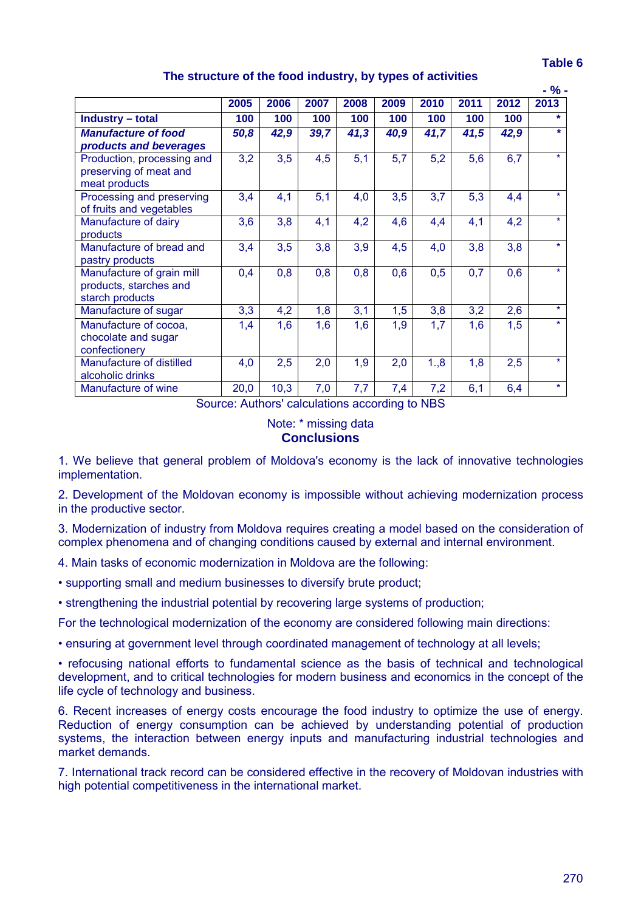**Table 6**

**The structure of the food industry, by types of activities**

- % -

| | 2005 | 2006 | 2007 | 2008 | 2009 | 2010 | 2011 | 2012 | 2013 |
|---|---|---|---|---|---|---|---|---|---|
| **Industry – total** | **100** | **100** | **100** | **100** | **100** | **100** | **100** | **100** | * |
| ***Manufacture of food products and beverages*** | ***50,8*** | ***42,9*** | ***39,7*** | ***41,3*** | ***40,9*** | ***41,7*** | ***41,5*** | ***42,9*** | * |
| Production, processing and preserving of meat and meat products | 3,2 | 3,5 | 4,5 | 5,1 | 5,7 | 5,2 | 5,6 | 6,7 | * |
| Processing and preserving of fruits and vegetables | 3,4 | 4,1 | 5,1 | 4,0 | 3,5 | 3,7 | 5,3 | 4,4 | * |
| Manufacture of dairy products | 3,6 | 3,8 | 4,1 | 4,2 | 4,6 | 4,4 | 4,1 | 4,2 | * |
| Manufacture of bread and pastry products | 3,4 | 3,5 | 3,8 | 3,9 | 4,5 | 4,0 | 3,8 | 3,8 | * |
| Manufacture of grain mill products, starches and starch products | 0,4 | 0,8 | 0,8 | 0,8 | 0,6 | 0,5 | 0,7 | 0,6 | * |
| Manufacture of sugar | 3,3 | 4,2 | 1,8 | 3,1 | 1,5 | 3,8 | 3,2 | 2,6 | * |
| Manufacture of cocoa, chocolate and sugar confectionery | 1,4 | 1,6 | 1,6 | 1,6 | 1,9 | 1,7 | 1,6 | 1,5 | * |
| Manufacture of distilled alcoholic drinks | 4,0 | 2,5 | 2,0 | 1,9 | 2,0 | 1.,8 | 1,8 | 2,5 | * |
| Manufacture of wine | 20,0 | 10,3 | 7,0 | 7,7 | 7,4 | 7,2 | 6,1 | 6,4 | * |

Source: Authors' calculations according to NBS

Note: * missing data

## Conclusions

1. We believe that general problem of Moldova's economy is the lack of innovative technologies implementation.

2. Development of the Moldovan economy is impossible without achieving modernization process in the productive sector.

3. Modernization of industry from Moldova requires creating a model based on the consideration of complex phenomena and of changing conditions caused by external and internal environment.

4. Main tasks of economic modernization in Moldova are the following:

• supporting small and medium businesses to diversify brute product;

• strengthening the industrial potential by recovering large systems of production;

For the technological modernization of the economy are considered following main directions:

• ensuring at government level through coordinated management of technology at all levels;

• refocusing national efforts to fundamental science as the basis of technical and technological development, and to critical technologies for modern business and economics in the concept of the life cycle of technology and business.

6. Recent increases of energy costs encourage the food industry to optimize the use of energy. Reduction of energy consumption can be achieved by understanding potential of production systems, the interaction between energy inputs and manufacturing industrial technologies and market demands.

7. International track record can be considered effective in the recovery of Moldovan industries with high potential competitiveness in the international market.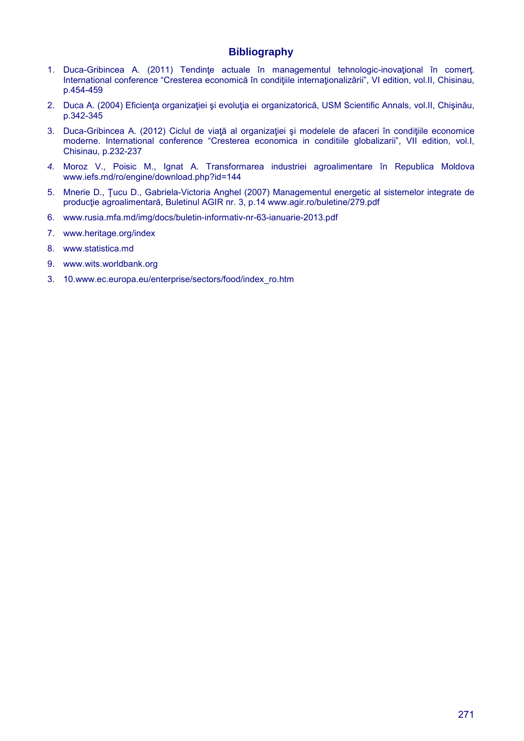## Bibliography

1. Duca-Gribincea A. (2011) Tendinţe actuale în managementul tehnologic-inovaţional în comerţ. International conference "Cresterea economică în condiţiile internaţionalizării", VI edition, vol.II, Chisinau, p.454-459
2. Duca A. (2004) Eficienţa organizaţiei şi evoluţia ei organizatorică, USM Scientific Annals, vol.II, Chişinău, p.342-345
3. Duca-Gribincea A. (2012) Ciclul de viaţă al organizaţiei şi modelele de afaceri în condiţiile economice moderne. International conference "Cresterea economica in conditiile globalizarii", VII edition, vol.I, Chisinau, p.232-237
4. Moroz V., Poisic M., Ignat A. Transformarea industriei agroalimentare în Republica Moldova www.iefs.md/ro/engine/download.php?id=144
5. Mnerie D., Ţucu D., Gabriela-Victoria Anghel (2007) Managementul energetic al sistemelor integrate de producţie agroalimentară, Buletinul AGIR nr. 3, p.14 www.agir.ro/buletine/279.pdf
6. www.rusia.mfa.md/img/docs/buletin-informativ-nr-63-ianuarie-2013.pdf
7. www.heritage.org/index
8. www.statistica.md
9. www.wits.worldbank.org
10. www.ec.europa.eu/enterprise/sectors/food/index_ro.htm